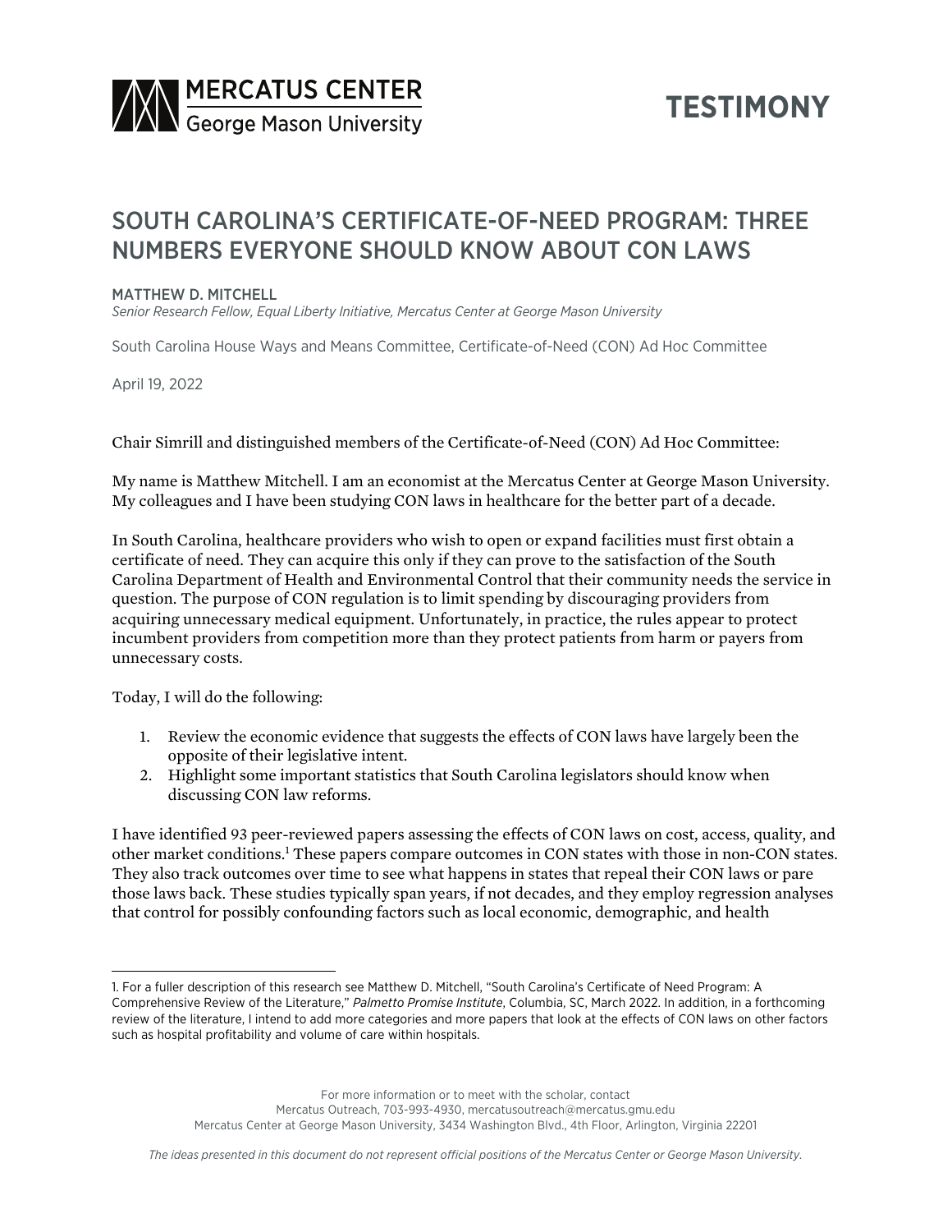MERCATUS CENTER George Mason University

TESTIMONY

# SOUTH CAROLINA'S CERTIFICATE-OF-NEED PROGRAM: THREE NUMBERS EVERYONE SHOULD KNOW ABOUT CON LAWS

MATTHEW D. MITCHELL
*Senior Research Fellow, Equal Liberty Initiative, Mercatus Center at George Mason University*

South Carolina House Ways and Means Committee, Certificate-of-Need (CON) Ad Hoc Committee

April 19, 2022

Chair Simrill and distinguished members of the Certificate-of-Need (CON) Ad Hoc Committee:

My name is Matthew Mitchell. I am an economist at the Mercatus Center at George Mason University. My colleagues and I have been studying CON laws in healthcare for the better part of a decade.

In South Carolina, healthcare providers who wish to open or expand facilities must first obtain a certificate of need. They can acquire this only if they can prove to the satisfaction of the South Carolina Department of Health and Environmental Control that their community needs the service in question. The purpose of CON regulation is to limit spending by discouraging providers from acquiring unnecessary medical equipment. Unfortunately, in practice, the rules appear to protect incumbent providers from competition more than they protect patients from harm or payers from unnecessary costs.

Today, I will do the following:

1. Review the economic evidence that suggests the effects of CON laws have largely been the opposite of their legislative intent.
2. Highlight some important statistics that South Carolina legislators should know when discussing CON law reforms.

I have identified 93 peer-reviewed papers assessing the effects of CON laws on cost, access, quality, and other market conditions.[1] These papers compare outcomes in CON states with those in non-CON states. They also track outcomes over time to see what happens in states that repeal their CON laws or pare those laws back. These studies typically span years, if not decades, and they employ regression analyses that control for possibly confounding factors such as local economic, demographic, and health

1. For a fuller description of this research see Matthew D. Mitchell, "South Carolina's Certificate of Need Program: A Comprehensive Review of the Literature," *Palmetto Promise Institute*, Columbia, SC, March 2022. In addition, in a forthcoming review of the literature, I intend to add more categories and more papers that look at the effects of CON laws on other factors such as hospital profitability and volume of care within hospitals.

For more information or to meet with the scholar, contact
Mercatus Outreach, 703-993-4930, mercatusoutreach@mercatus.gmu.edu
Mercatus Center at George Mason University, 3434 Washington Blvd., 4th Floor, Arlington, Virginia 22201

*The ideas presented in this document do not represent official positions of the Mercatus Center or George Mason University.*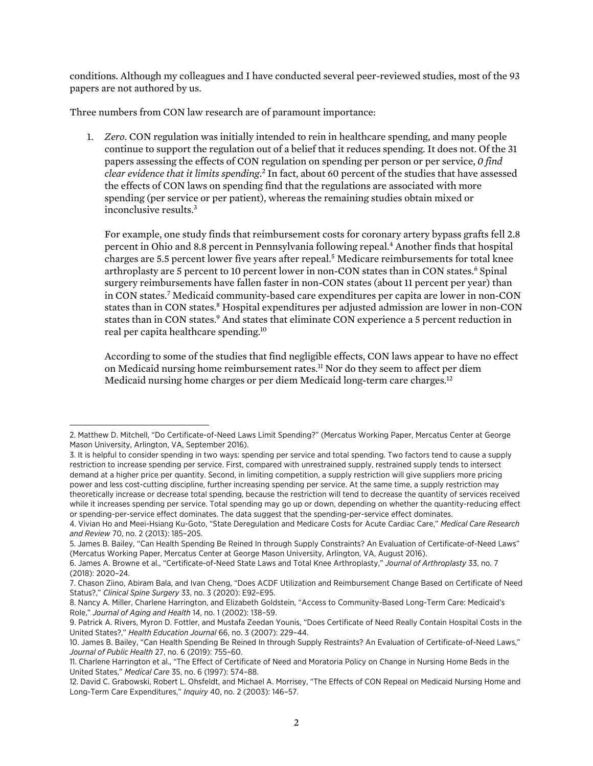conditions. Although my colleagues and I have conducted several peer-reviewed studies, most of the 93 papers are not authored by us.

Three numbers from CON law research are of paramount importance:

1. *Zero*. CON regulation was initially intended to rein in healthcare spending, and many people continue to support the regulation out of a belief that it reduces spending. It does not. Of the 31 papers assessing the effects of CON regulation on spending per person or per service, *0 find clear evidence that it limits spending*.[2] In fact, about 60 percent of the studies that have assessed the effects of CON laws on spending find that the regulations are associated with more spending (per service or per patient), whereas the remaining studies obtain mixed or inconclusive results.[3]

   For example, one study finds that reimbursement costs for coronary artery bypass grafts fell 2.8 percent in Ohio and 8.8 percent in Pennsylvania following repeal.[4] Another finds that hospital charges are 5.5 percent lower five years after repeal.[5] Medicare reimbursements for total knee arthroplasty are 5 percent to 10 percent lower in non-CON states than in CON states.[6] Spinal surgery reimbursements have fallen faster in non-CON states (about 11 percent per year) than in CON states.[7] Medicaid community-based care expenditures per capita are lower in non-CON states than in CON states.[8] Hospital expenditures per adjusted admission are lower in non-CON states than in CON states.[9] And states that eliminate CON experience a 5 percent reduction in real per capita healthcare spending.[10]

   According to some of the studies that find negligible effects, CON laws appear to have no effect on Medicaid nursing home reimbursement rates.[11] Nor do they seem to affect per diem Medicaid nursing home charges or per diem Medicaid long-term care charges.[12]

---

2. Matthew D. Mitchell, "Do Certificate-of-Need Laws Limit Spending?" (Mercatus Working Paper, Mercatus Center at George Mason University, Arlington, VA, September 2016).

3. It is helpful to consider spending in two ways: spending per service and total spending. Two factors tend to cause a supply restriction to increase spending per service. First, compared with unrestrained supply, restrained supply tends to intersect demand at a higher price per quantity. Second, in limiting competition, a supply restriction will give suppliers more pricing power and less cost-cutting discipline, further increasing spending per service. At the same time, a supply restriction may theoretically increase or decrease total spending, because the restriction will tend to decrease the quantity of services received while it increases spending per service. Total spending may go up or down, depending on whether the quantity-reducing effect or spending-per-service effect dominates. The data suggest that the spending-per-service effect dominates.

4. Vivian Ho and Meei-Hsiang Ku-Goto, "State Deregulation and Medicare Costs for Acute Cardiac Care," *Medical Care Research and Review* 70, no. 2 (2013): 185–205.

5. James B. Bailey, "Can Health Spending Be Reined In through Supply Constraints? An Evaluation of Certificate-of-Need Laws" (Mercatus Working Paper, Mercatus Center at George Mason University, Arlington, VA, August 2016).

6. James A. Browne et al., "Certificate-of-Need State Laws and Total Knee Arthroplasty," *Journal of Arthroplasty* 33, no. 7 (2018): 2020–24.

7. Chason Ziino, Abiram Bala, and Ivan Cheng, "Does ACDF Utilization and Reimbursement Change Based on Certificate of Need Status?," *Clinical Spine Surgery* 33, no. 3 (2020): E92–E95.

8. Nancy A. Miller, Charlene Harrington, and Elizabeth Goldstein, "Access to Community-Based Long-Term Care: Medicaid's Role," *Journal of Aging and Health* 14, no. 1 (2002): 138–59.

9. Patrick A. Rivers, Myron D. Fottler, and Mustafa Zeedan Younis, "Does Certificate of Need Really Contain Hospital Costs in the United States?," *Health Education Journal* 66, no. 3 (2007): 229–44.

10. James B. Bailey, "Can Health Spending Be Reined In through Supply Restraints? An Evaluation of Certificate-of-Need Laws," *Journal of Public Health* 27, no. 6 (2019): 755–60.

11. Charlene Harrington et al., "The Effect of Certificate of Need and Moratoria Policy on Change in Nursing Home Beds in the United States," *Medical Care* 35, no. 6 (1997): 574–88.

12. David C. Grabowski, Robert L. Ohsfeldt, and Michael A. Morrisey, "The Effects of CON Repeal on Medicaid Nursing Home and Long-Term Care Expenditures," *Inquiry* 40, no. 2 (2003): 146–57.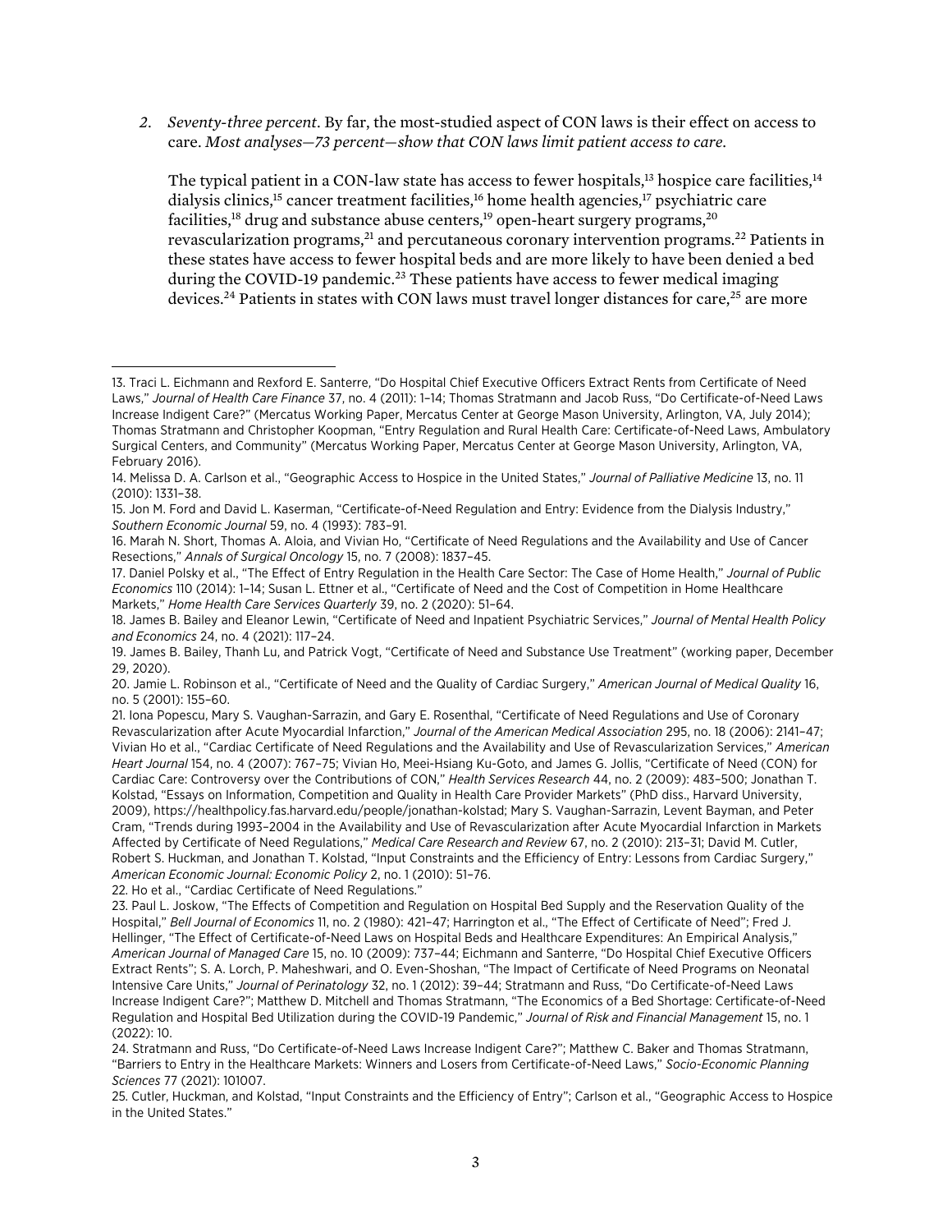2. *Seventy-three percent*. By far, the most-studied aspect of CON laws is their effect on access to care. *Most analyses—73 percent—show that CON laws limit patient access to care.*

   The typical patient in a CON-law state has access to fewer hospitals,[13] hospice care facilities,[14] dialysis clinics,[15] cancer treatment facilities,[16] home health agencies,[17] psychiatric care facilities,[18] drug and substance abuse centers,[19] open-heart surgery programs,[20] revascularization programs,[21] and percutaneous coronary intervention programs.[22] Patients in these states have access to fewer hospital beds and are more likely to have been denied a bed during the COVID-19 pandemic.[23] These patients have access to fewer medical imaging devices.[24] Patients in states with CON laws must travel longer distances for care,[25] are more

---

13. Traci L. Eichmann and Rexford E. Santerre, "Do Hospital Chief Executive Officers Extract Rents from Certificate of Need Laws," *Journal of Health Care Finance* 37, no. 4 (2011): 1–14; Thomas Stratmann and Jacob Russ, "Do Certificate-of-Need Laws Increase Indigent Care?" (Mercatus Working Paper, Mercatus Center at George Mason University, Arlington, VA, July 2014); Thomas Stratmann and Christopher Koopman, "Entry Regulation and Rural Health Care: Certificate-of-Need Laws, Ambulatory Surgical Centers, and Community" (Mercatus Working Paper, Mercatus Center at George Mason University, Arlington, VA, February 2016).

14. Melissa D. A. Carlson et al., "Geographic Access to Hospice in the United States," *Journal of Palliative Medicine* 13, no. 11 (2010): 1331–38.

15. Jon M. Ford and David L. Kaserman, "Certificate-of-Need Regulation and Entry: Evidence from the Dialysis Industry," *Southern Economic Journal* 59, no. 4 (1993): 783–91.

16. Marah N. Short, Thomas A. Aloia, and Vivian Ho, "Certificate of Need Regulations and the Availability and Use of Cancer Resections," *Annals of Surgical Oncology* 15, no. 7 (2008): 1837–45.

17. Daniel Polsky et al., "The Effect of Entry Regulation in the Health Care Sector: The Case of Home Health," *Journal of Public Economics* 110 (2014): 1–14; Susan L. Ettner et al., "Certificate of Need and the Cost of Competition in Home Healthcare Markets," *Home Health Care Services Quarterly* 39, no. 2 (2020): 51–64.

18. James B. Bailey and Eleanor Lewin, "Certificate of Need and Inpatient Psychiatric Services," *Journal of Mental Health Policy and Economics* 24, no. 4 (2021): 117–24.

19. James B. Bailey, Thanh Lu, and Patrick Vogt, "Certificate of Need and Substance Use Treatment" (working paper, December 29, 2020).

20. Jamie L. Robinson et al., "Certificate of Need and the Quality of Cardiac Surgery," *American Journal of Medical Quality* 16, no. 5 (2001): 155–60.

21. Iona Popescu, Mary S. Vaughan-Sarrazin, and Gary E. Rosenthal, "Certificate of Need Regulations and Use of Coronary Revascularization after Acute Myocardial Infarction," *Journal of the American Medical Association* 295, no. 18 (2006): 2141–47; Vivian Ho et al., "Cardiac Certificate of Need Regulations and the Availability and Use of Revascularization Services," *American Heart Journal* 154, no. 4 (2007): 767–75; Vivian Ho, Meei-Hsiang Ku-Goto, and James G. Jollis, "Certificate of Need (CON) for Cardiac Care: Controversy over the Contributions of CON," *Health Services Research* 44, no. 2 (2009): 483–500; Jonathan T. Kolstad, "Essays on Information, Competition and Quality in Health Care Provider Markets" (PhD diss., Harvard University, 2009), https://healthpolicy.fas.harvard.edu/people/jonathan-kolstad; Mary S. Vaughan-Sarrazin, Levent Bayman, and Peter Cram, "Trends during 1993–2004 in the Availability and Use of Revascularization after Acute Myocardial Infarction in Markets Affected by Certificate of Need Regulations," *Medical Care Research and Review* 67, no. 2 (2010): 213–31; David M. Cutler, Robert S. Huckman, and Jonathan T. Kolstad, "Input Constraints and the Efficiency of Entry: Lessons from Cardiac Surgery," *American Economic Journal: Economic Policy* 2, no. 1 (2010): 51–76.

22. Ho et al., "Cardiac Certificate of Need Regulations."

23. Paul L. Joskow, "The Effects of Competition and Regulation on Hospital Bed Supply and the Reservation Quality of the Hospital," *Bell Journal of Economics* 11, no. 2 (1980): 421–47; Harrington et al., "The Effect of Certificate of Need"; Fred J. Hellinger, "The Effect of Certificate-of-Need Laws on Hospital Beds and Healthcare Expenditures: An Empirical Analysis," *American Journal of Managed Care* 15, no. 10 (2009): 737–44; Eichmann and Santerre, "Do Hospital Chief Executive Officers Extract Rents"; S. A. Lorch, P. Maheshwari, and O. Even-Shoshan, "The Impact of Certificate of Need Programs on Neonatal Intensive Care Units," *Journal of Perinatology* 32, no. 1 (2012): 39–44; Stratmann and Russ, "Do Certificate-of-Need Laws Increase Indigent Care?"; Matthew D. Mitchell and Thomas Stratmann, "The Economics of a Bed Shortage: Certificate-of-Need Regulation and Hospital Bed Utilization during the COVID-19 Pandemic," *Journal of Risk and Financial Management* 15, no. 1 (2022): 10.

24. Stratmann and Russ, "Do Certificate-of-Need Laws Increase Indigent Care?"; Matthew C. Baker and Thomas Stratmann, "Barriers to Entry in the Healthcare Markets: Winners and Losers from Certificate-of-Need Laws," *Socio-Economic Planning Sciences* 77 (2021): 101007.

25. Cutler, Huckman, and Kolstad, "Input Constraints and the Efficiency of Entry"; Carlson et al., "Geographic Access to Hospice in the United States."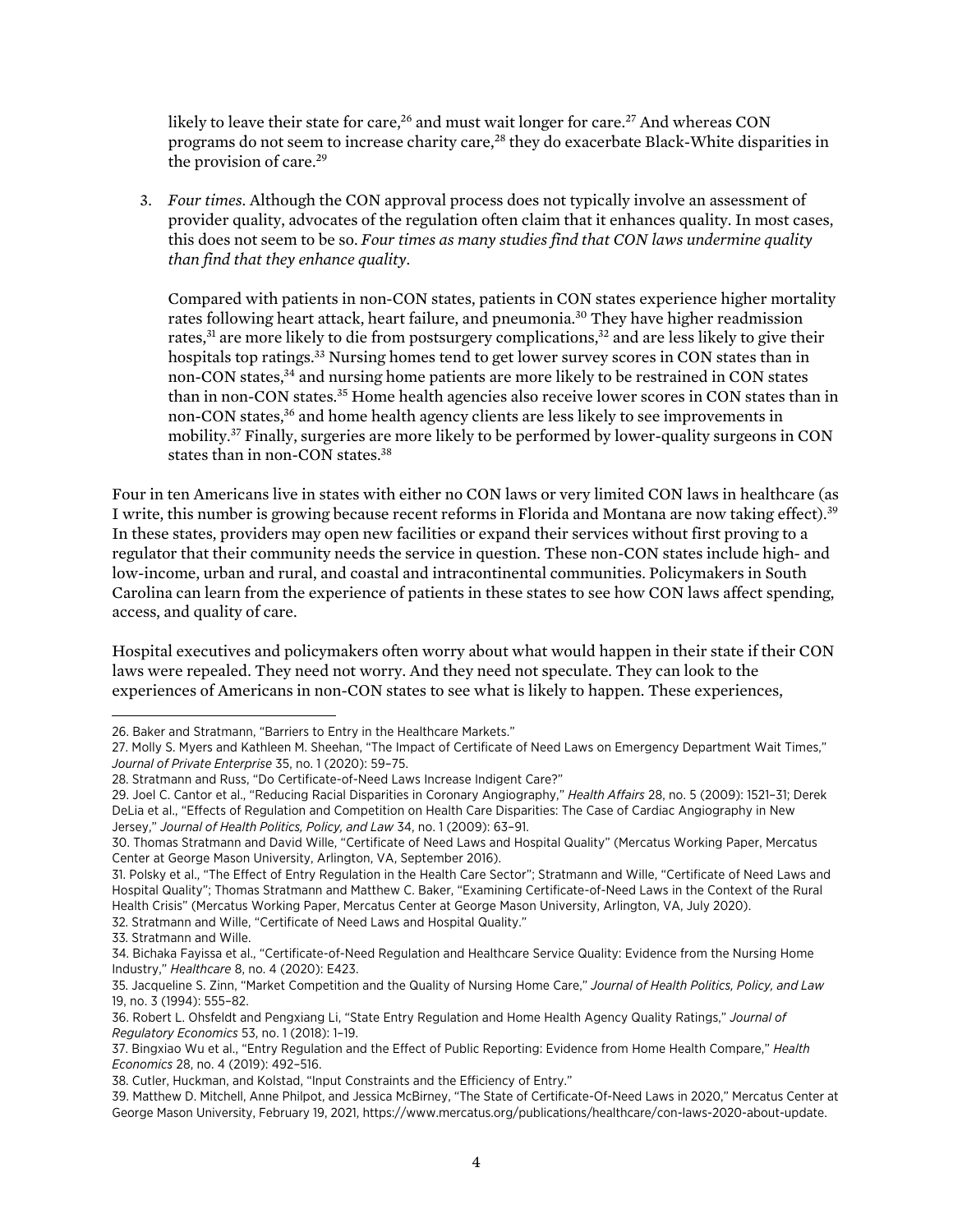likely to leave their state for care,[26] and must wait longer for care.[27] And whereas CON programs do not seem to increase charity care,[28] they do exacerbate Black-White disparities in the provision of care.[29]

3. *Four times*. Although the CON approval process does not typically involve an assessment of provider quality, advocates of the regulation often claim that it enhances quality. In most cases, this does not seem to be so. *Four times as many studies find that CON laws undermine quality than find that they enhance quality*.

   Compared with patients in non-CON states, patients in CON states experience higher mortality rates following heart attack, heart failure, and pneumonia.[30] They have higher readmission rates,[31] are more likely to die from postsurgery complications,[32] and are less likely to give their hospitals top ratings.[33] Nursing homes tend to get lower survey scores in CON states than in non-CON states,[34] and nursing home patients are more likely to be restrained in CON states than in non-CON states.[35] Home health agencies also receive lower scores in CON states than in non-CON states,[36] and home health agency clients are less likely to see improvements in mobility.[37] Finally, surgeries are more likely to be performed by lower-quality surgeons in CON states than in non-CON states.[38]

Four in ten Americans live in states with either no CON laws or very limited CON laws in healthcare (as I write, this number is growing because recent reforms in Florida and Montana are now taking effect).[39] In these states, providers may open new facilities or expand their services without first proving to a regulator that their community needs the service in question. These non-CON states include high- and low-income, urban and rural, and coastal and intracontinental communities. Policymakers in South Carolina can learn from the experience of patients in these states to see how CON laws affect spending, access, and quality of care.

Hospital executives and policymakers often worry about what would happen in their state if their CON laws were repealed. They need not worry. And they need not speculate. They can look to the experiences of Americans in non-CON states to see what is likely to happen. These experiences,

---

26. Baker and Stratmann, "Barriers to Entry in the Healthcare Markets."
27. Molly S. Myers and Kathleen M. Sheehan, "The Impact of Certificate of Need Laws on Emergency Department Wait Times," *Journal of Private Enterprise* 35, no. 1 (2020): 59–75.
28. Stratmann and Russ, "Do Certificate-of-Need Laws Increase Indigent Care?"
29. Joel C. Cantor et al., "Reducing Racial Disparities in Coronary Angiography," *Health Affairs* 28, no. 5 (2009): 1521–31; Derek DeLia et al., "Effects of Regulation and Competition on Health Care Disparities: The Case of Cardiac Angiography in New Jersey," *Journal of Health Politics, Policy, and Law* 34, no. 1 (2009): 63–91.
30. Thomas Stratmann and David Wille, "Certificate of Need Laws and Hospital Quality" (Mercatus Working Paper, Mercatus Center at George Mason University, Arlington, VA, September 2016).
31. Polsky et al., "The Effect of Entry Regulation in the Health Care Sector"; Stratmann and Wille, "Certificate of Need Laws and Hospital Quality"; Thomas Stratmann and Matthew C. Baker, "Examining Certificate-of-Need Laws in the Context of the Rural Health Crisis" (Mercatus Working Paper, Mercatus Center at George Mason University, Arlington, VA, July 2020).
32. Stratmann and Wille, "Certificate of Need Laws and Hospital Quality."
33. Stratmann and Wille.
34. Bichaka Fayissa et al., "Certificate-of-Need Regulation and Healthcare Service Quality: Evidence from the Nursing Home Industry," *Healthcare* 8, no. 4 (2020): E423.
35. Jacqueline S. Zinn, "Market Competition and the Quality of Nursing Home Care," *Journal of Health Politics, Policy, and Law* 19, no. 3 (1994): 555–82.
36. Robert L. Ohsfeldt and Pengxiang Li, "State Entry Regulation and Home Health Agency Quality Ratings," *Journal of Regulatory Economics* 53, no. 1 (2018): 1–19.
37. Bingxiao Wu et al., "Entry Regulation and the Effect of Public Reporting: Evidence from Home Health Compare," *Health Economics* 28, no. 4 (2019): 492–516.
38. Cutler, Huckman, and Kolstad, "Input Constraints and the Efficiency of Entry."
39. Matthew D. Mitchell, Anne Philpot, and Jessica McBirney, "The State of Certificate-Of-Need Laws in 2020," Mercatus Center at George Mason University, February 19, 2021, https://www.mercatus.org/publications/healthcare/con-laws-2020-about-update.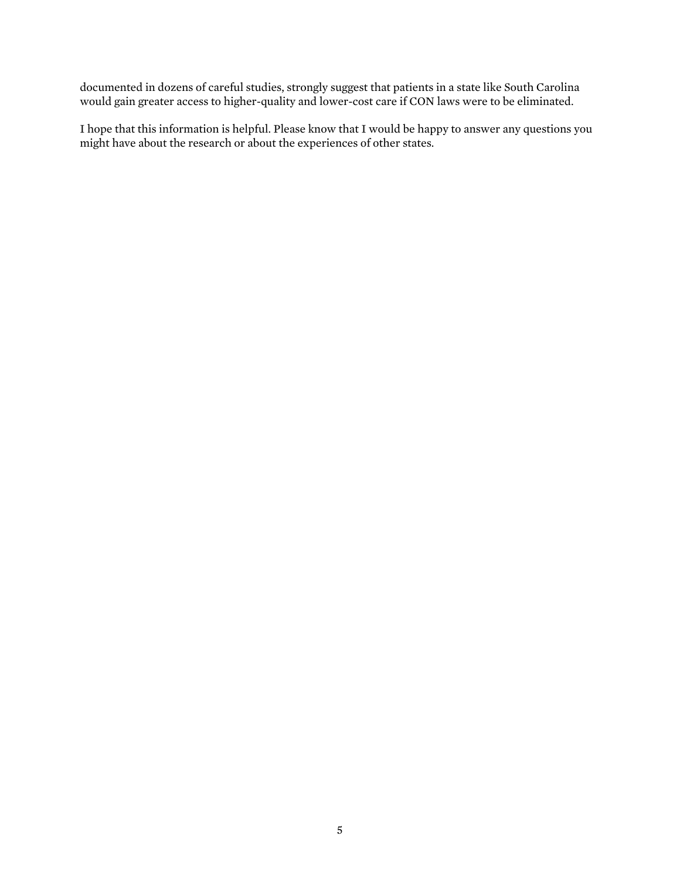documented in dozens of careful studies, strongly suggest that patients in a state like South Carolina would gain greater access to higher-quality and lower-cost care if CON laws were to be eliminated.

I hope that this information is helpful. Please know that I would be happy to answer any questions you might have about the research or about the experiences of other states.